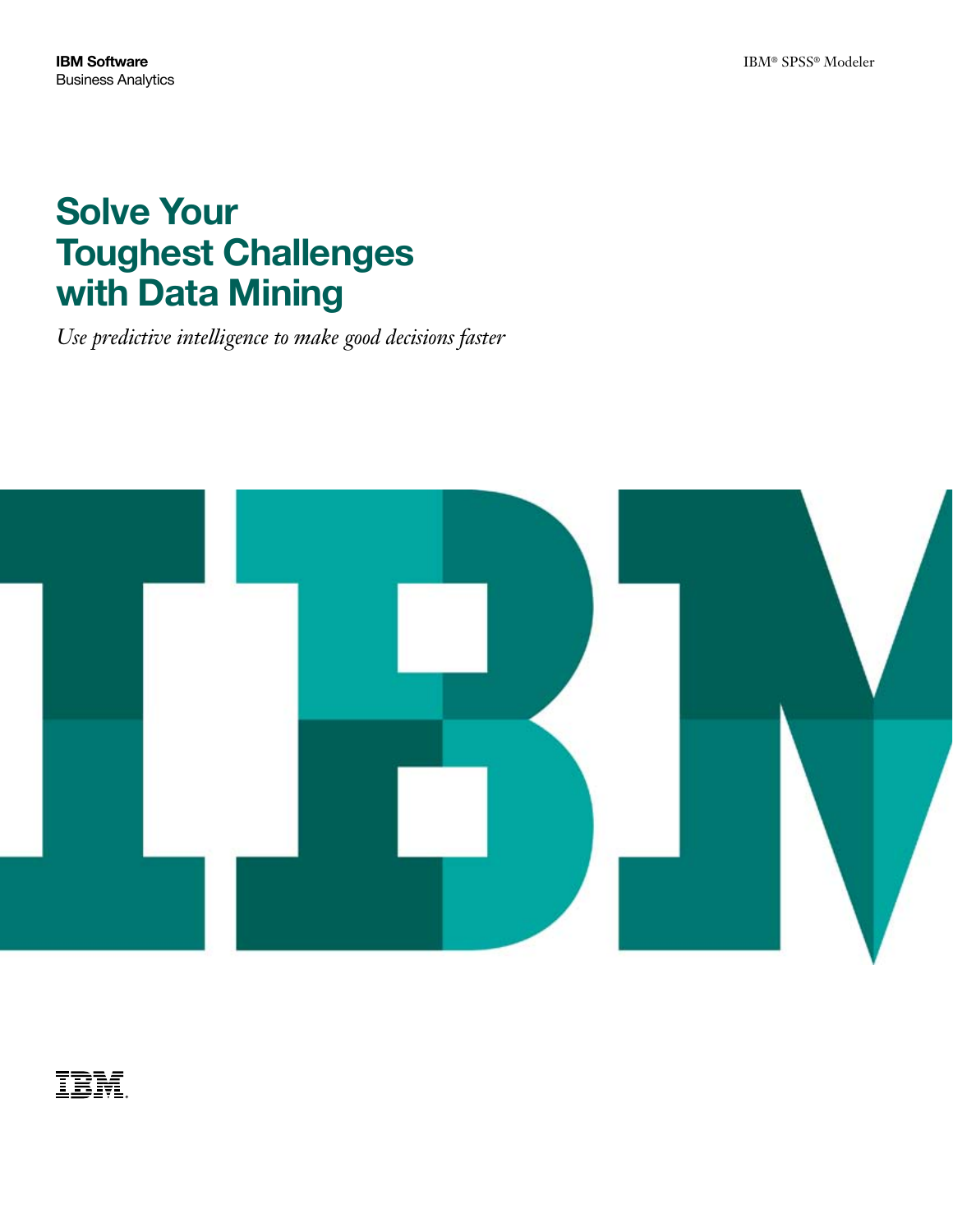**IBM Software**
Business Analytics

IBM® SPSS® Modeler

# Solve Your Toughest Challenges with Data Mining

*Use predictive intelligence to make good decisions faster*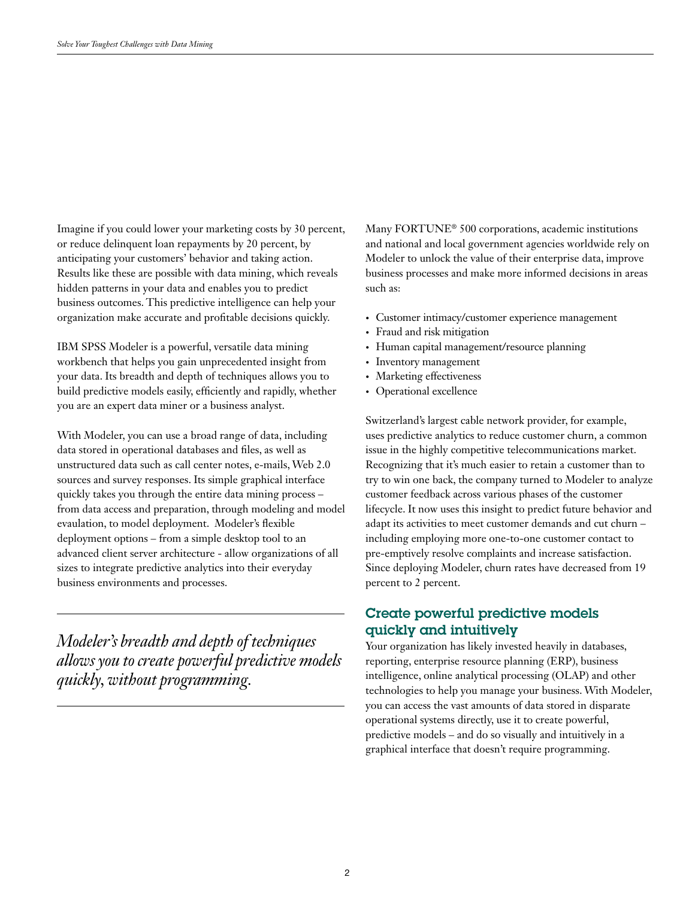Imagine if you could lower your marketing costs by 30 percent, or reduce delinquent loan repayments by 20 percent, by anticipating your customers' behavior and taking action. Results like these are possible with data mining, which reveals hidden patterns in your data and enables you to predict business outcomes. This predictive intelligence can help your organization make accurate and profitable decisions quickly.

IBM SPSS Modeler is a powerful, versatile data mining workbench that helps you gain unprecedented insight from your data. Its breadth and depth of techniques allows you to build predictive models easily, efficiently and rapidly, whether you are an expert data miner or a business analyst.

With Modeler, you can use a broad range of data, including data stored in operational databases and files, as well as unstructured data such as call center notes, e-mails, Web 2.0 sources and survey responses. Its simple graphical interface quickly takes you through the entire data mining process – from data access and preparation, through modeling and model evaulation, to model deployment. Modeler's flexible deployment options – from a simple desktop tool to an advanced client server architecture - allow organizations of all sizes to integrate predictive analytics into their everyday business environments and processes.

*Modeler's breadth and depth of techniques allows you to create powerful predictive models quickly, without programming.*

Many FORTUNE® 500 corporations, academic institutions and national and local government agencies worldwide rely on Modeler to unlock the value of their enterprise data, improve business processes and make more informed decisions in areas such as:

- Customer intimacy/customer experience management
- Fraud and risk mitigation
- Human capital management/resource planning
- Inventory management
- Marketing effectiveness
- Operational excellence

Switzerland's largest cable network provider, for example, uses predictive analytics to reduce customer churn, a common issue in the highly competitive telecommunications market. Recognizing that it's much easier to retain a customer than to try to win one back, the company turned to Modeler to analyze customer feedback across various phases of the customer lifecycle. It now uses this insight to predict future behavior and adapt its activities to meet customer demands and cut churn – including employing more one-to-one customer contact to pre-emptively resolve complaints and increase satisfaction. Since deploying Modeler, churn rates have decreased from 19 percent to 2 percent.

## Create powerful predictive models quickly and intuitively

Your organization has likely invested heavily in databases, reporting, enterprise resource planning (ERP), business intelligence, online analytical processing (OLAP) and other technologies to help you manage your business. With Modeler, you can access the vast amounts of data stored in disparate operational systems directly, use it to create powerful, predictive models – and do so visually and intuitively in a graphical interface that doesn't require programming.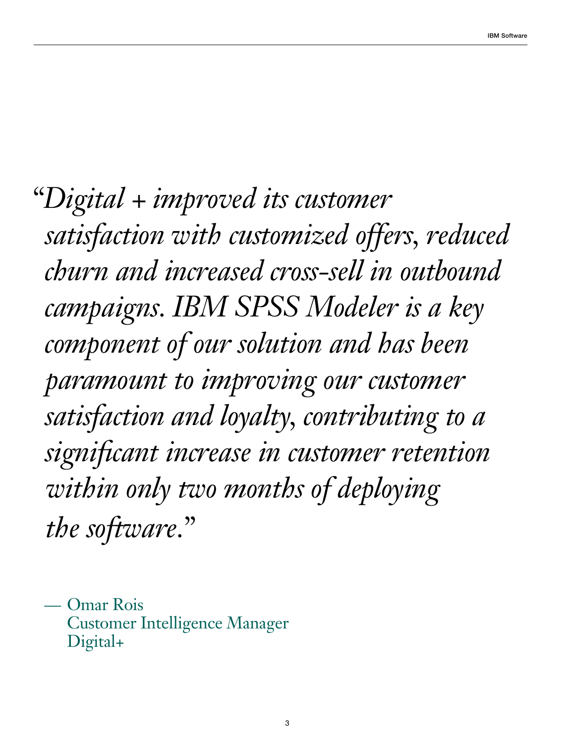*"Digital + improved its customer satisfaction with customized offers, reduced churn and increased cross-sell in outbound campaigns. IBM SPSS Modeler is a key component of our solution and has been paramount to improving our customer satisfaction and loyalty, contributing to a significant increase in customer retention within only two months of deploying the software."*

— Omar Rois
Customer Intelligence Manager
Digital+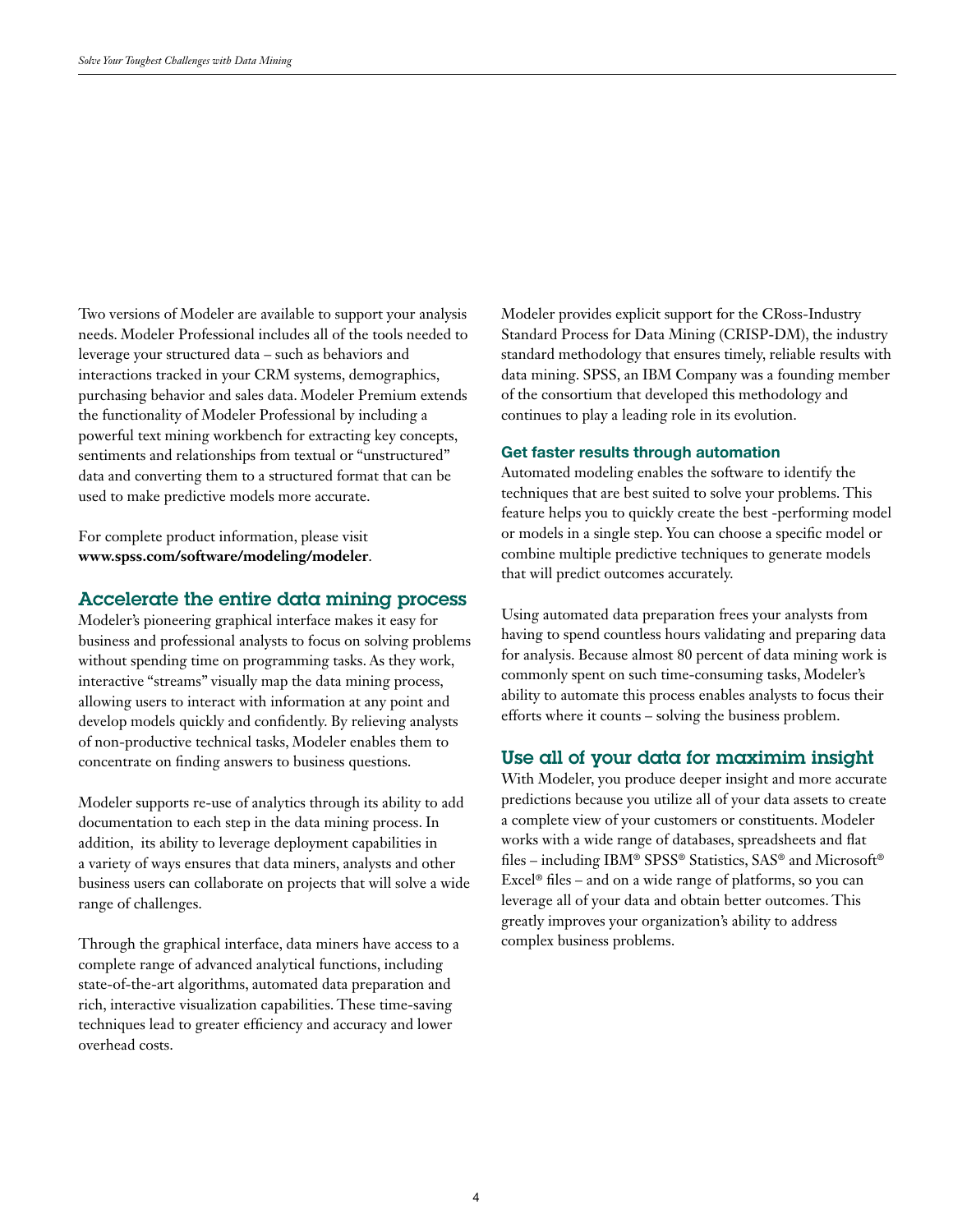Two versions of Modeler are available to support your analysis needs. Modeler Professional includes all of the tools needed to leverage your structured data – such as behaviors and interactions tracked in your CRM systems, demographics, purchasing behavior and sales data. Modeler Premium extends the functionality of Modeler Professional by including a powerful text mining workbench for extracting key concepts, sentiments and relationships from textual or "unstructured" data and converting them to a structured format that can be used to make predictive models more accurate.

For complete product information, please visit **www.spss.com/software/modeling/modeler**.

## Accelerate the entire data mining process

Modeler's pioneering graphical interface makes it easy for business and professional analysts to focus on solving problems without spending time on programming tasks. As they work, interactive "streams" visually map the data mining process, allowing users to interact with information at any point and develop models quickly and confidently. By relieving analysts of non-productive technical tasks, Modeler enables them to concentrate on finding answers to business questions.

Modeler supports re-use of analytics through its ability to add documentation to each step in the data mining process. In addition, its ability to leverage deployment capabilities in a variety of ways ensures that data miners, analysts and other business users can collaborate on projects that will solve a wide range of challenges.

Through the graphical interface, data miners have access to a complete range of advanced analytical functions, including state-of-the-art algorithms, automated data preparation and rich, interactive visualization capabilities. These time-saving techniques lead to greater efficiency and accuracy and lower overhead costs.

Modeler provides explicit support for the CRoss-Industry Standard Process for Data Mining (CRISP-DM), the industry standard methodology that ensures timely, reliable results with data mining. SPSS, an IBM Company was a founding member of the consortium that developed this methodology and continues to play a leading role in its evolution.

### Get faster results through automation

Automated modeling enables the software to identify the techniques that are best suited to solve your problems. This feature helps you to quickly create the best -performing model or models in a single step. You can choose a specific model or combine multiple predictive techniques to generate models that will predict outcomes accurately.

Using automated data preparation frees your analysts from having to spend countless hours validating and preparing data for analysis. Because almost 80 percent of data mining work is commonly spent on such time-consuming tasks, Modeler's ability to automate this process enables analysts to focus their efforts where it counts – solving the business problem.

## Use all of your data for maximim insight

With Modeler, you produce deeper insight and more accurate predictions because you utilize all of your data assets to create a complete view of your customers or constituents. Modeler works with a wide range of databases, spreadsheets and flat files – including IBM® SPSS® Statistics, SAS® and Microsoft® Excel® files – and on a wide range of platforms, so you can leverage all of your data and obtain better outcomes. This greatly improves your organization's ability to address complex business problems.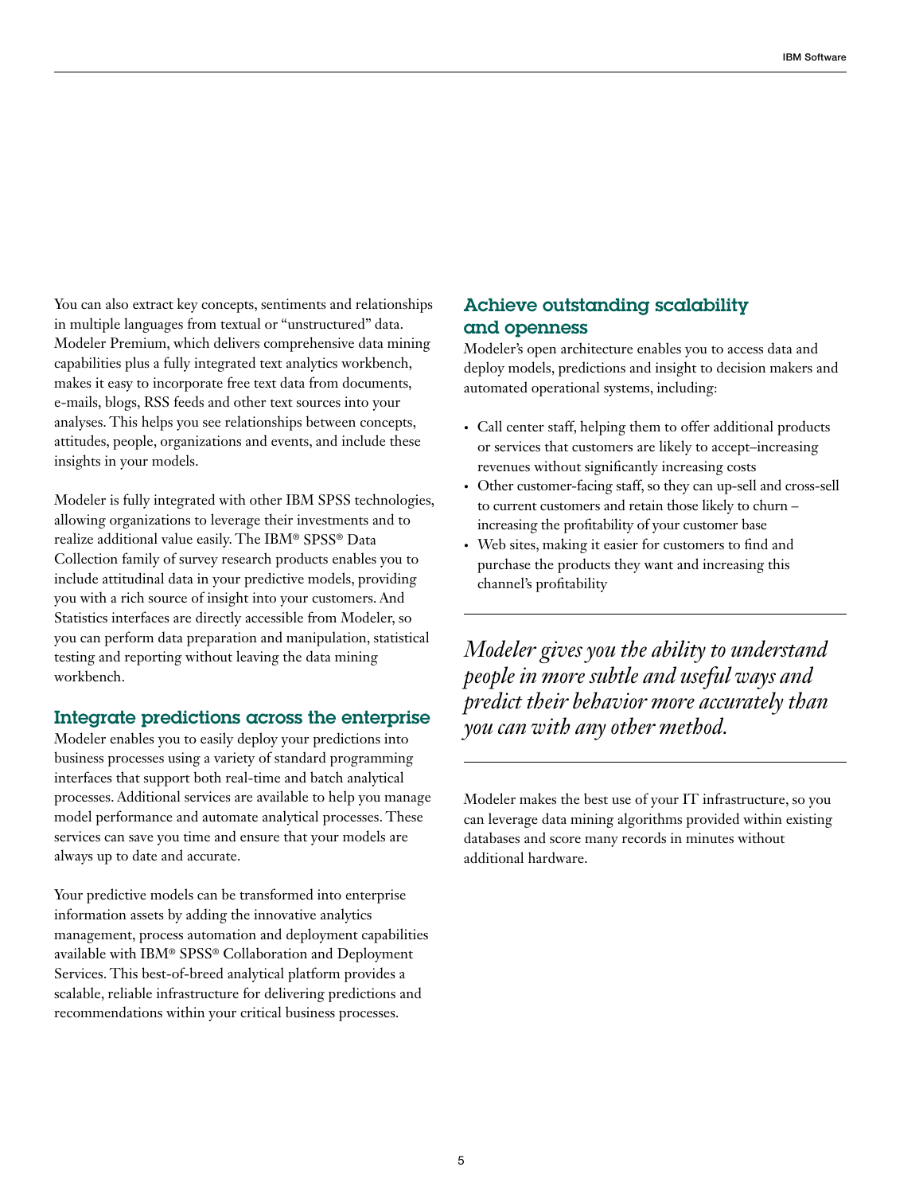You can also extract key concepts, sentiments and relationships in multiple languages from textual or "unstructured" data. Modeler Premium, which delivers comprehensive data mining capabilities plus a fully integrated text analytics workbench, makes it easy to incorporate free text data from documents, e-mails, blogs, RSS feeds and other text sources into your analyses. This helps you see relationships between concepts, attitudes, people, organizations and events, and include these insights in your models.

Modeler is fully integrated with other IBM SPSS technologies, allowing organizations to leverage their investments and to realize additional value easily. The IBM® SPSS® Data Collection family of survey research products enables you to include attitudinal data in your predictive models, providing you with a rich source of insight into your customers. And Statistics interfaces are directly accessible from Modeler, so you can perform data preparation and manipulation, statistical testing and reporting without leaving the data mining workbench.

## Integrate predictions across the enterprise

Modeler enables you to easily deploy your predictions into business processes using a variety of standard programming interfaces that support both real-time and batch analytical processes. Additional services are available to help you manage model performance and automate analytical processes. These services can save you time and ensure that your models are always up to date and accurate.

Your predictive models can be transformed into enterprise information assets by adding the innovative analytics management, process automation and deployment capabilities available with IBM® SPSS® Collaboration and Deployment Services. This best-of-breed analytical platform provides a scalable, reliable infrastructure for delivering predictions and recommendations within your critical business processes.

## Achieve outstanding scalability and openness

Modeler's open architecture enables you to access data and deploy models, predictions and insight to decision makers and automated operational systems, including:

- Call center staff, helping them to offer additional products or services that customers are likely to accept–increasing revenues without significantly increasing costs
- Other customer-facing staff, so they can up-sell and cross-sell to current customers and retain those likely to churn – increasing the profitability of your customer base
- Web sites, making it easier for customers to find and purchase the products they want and increasing this channel's profitability

---

*Modeler gives you the ability to understand people in more subtle and useful ways and predict their behavior more accurately than you can with any other method.*

---

Modeler makes the best use of your IT infrastructure, so you can leverage data mining algorithms provided within existing databases and score many records in minutes without additional hardware.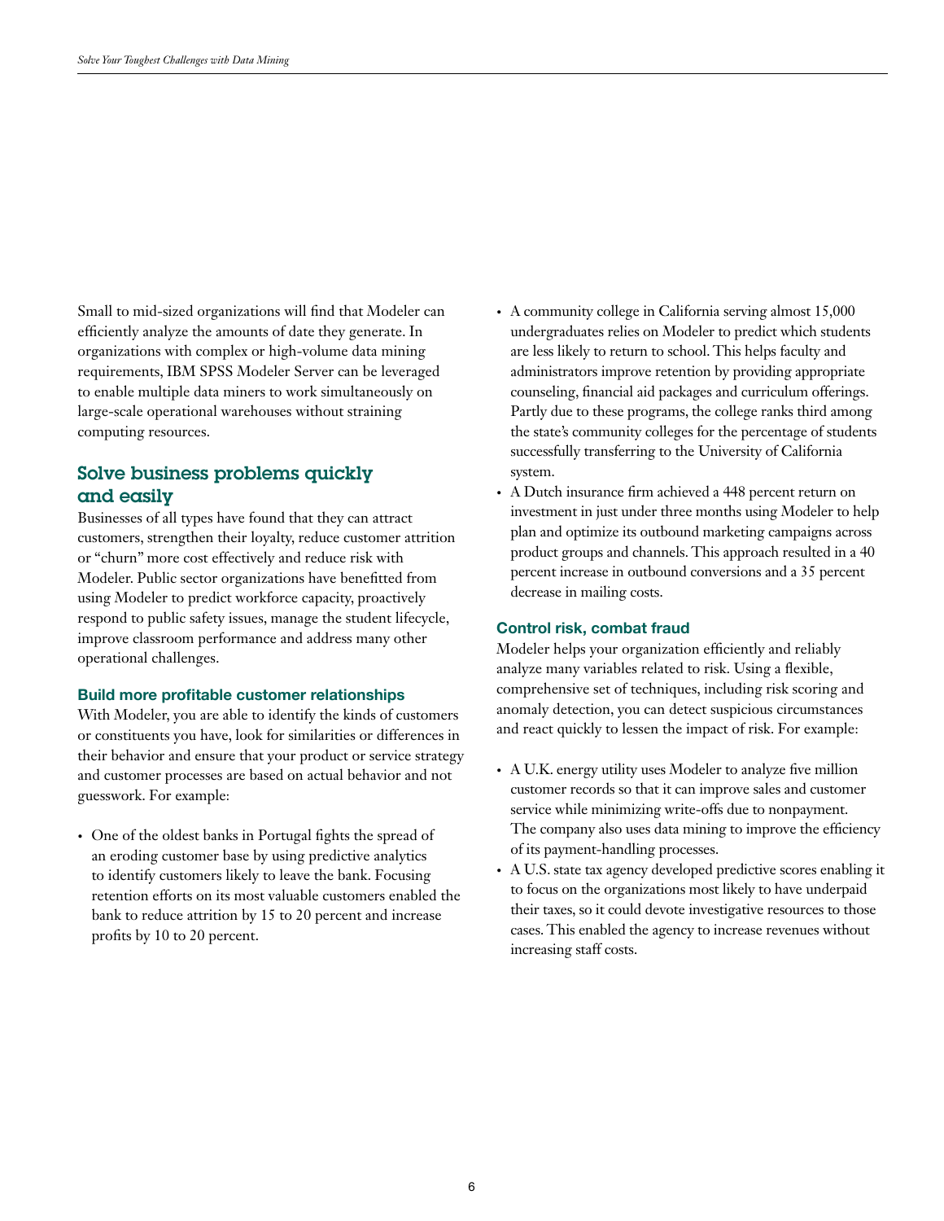Small to mid-sized organizations will find that Modeler can efficiently analyze the amounts of date they generate. In organizations with complex or high-volume data mining requirements, IBM SPSS Modeler Server can be leveraged to enable multiple data miners to work simultaneously on large-scale operational warehouses without straining computing resources.

## Solve business problems quickly and easily

Businesses of all types have found that they can attract customers, strengthen their loyalty, reduce customer attrition or "churn" more cost effectively and reduce risk with Modeler. Public sector organizations have benefitted from using Modeler to predict workforce capacity, proactively respond to public safety issues, manage the student lifecycle, improve classroom performance and address many other operational challenges.

### Build more profitable customer relationships

With Modeler, you are able to identify the kinds of customers or constituents you have, look for similarities or differences in their behavior and ensure that your product or service strategy and customer processes are based on actual behavior and not guesswork. For example:

- One of the oldest banks in Portugal fights the spread of an eroding customer base by using predictive analytics to identify customers likely to leave the bank. Focusing retention efforts on its most valuable customers enabled the bank to reduce attrition by 15 to 20 percent and increase profits by 10 to 20 percent.
- A community college in California serving almost 15,000 undergraduates relies on Modeler to predict which students are less likely to return to school. This helps faculty and administrators improve retention by providing appropriate counseling, financial aid packages and curriculum offerings. Partly due to these programs, the college ranks third among the state's community colleges for the percentage of students successfully transferring to the University of California system.
- A Dutch insurance firm achieved a 448 percent return on investment in just under three months using Modeler to help plan and optimize its outbound marketing campaigns across product groups and channels. This approach resulted in a 40 percent increase in outbound conversions and a 35 percent decrease in mailing costs.

### Control risk, combat fraud

Modeler helps your organization efficiently and reliably analyze many variables related to risk. Using a flexible, comprehensive set of techniques, including risk scoring and anomaly detection, you can detect suspicious circumstances and react quickly to lessen the impact of risk. For example:

- A U.K. energy utility uses Modeler to analyze five million customer records so that it can improve sales and customer service while minimizing write-offs due to nonpayment. The company also uses data mining to improve the efficiency of its payment-handling processes.
- A U.S. state tax agency developed predictive scores enabling it to focus on the organizations most likely to have underpaid their taxes, so it could devote investigative resources to those cases. This enabled the agency to increase revenues without increasing staff costs.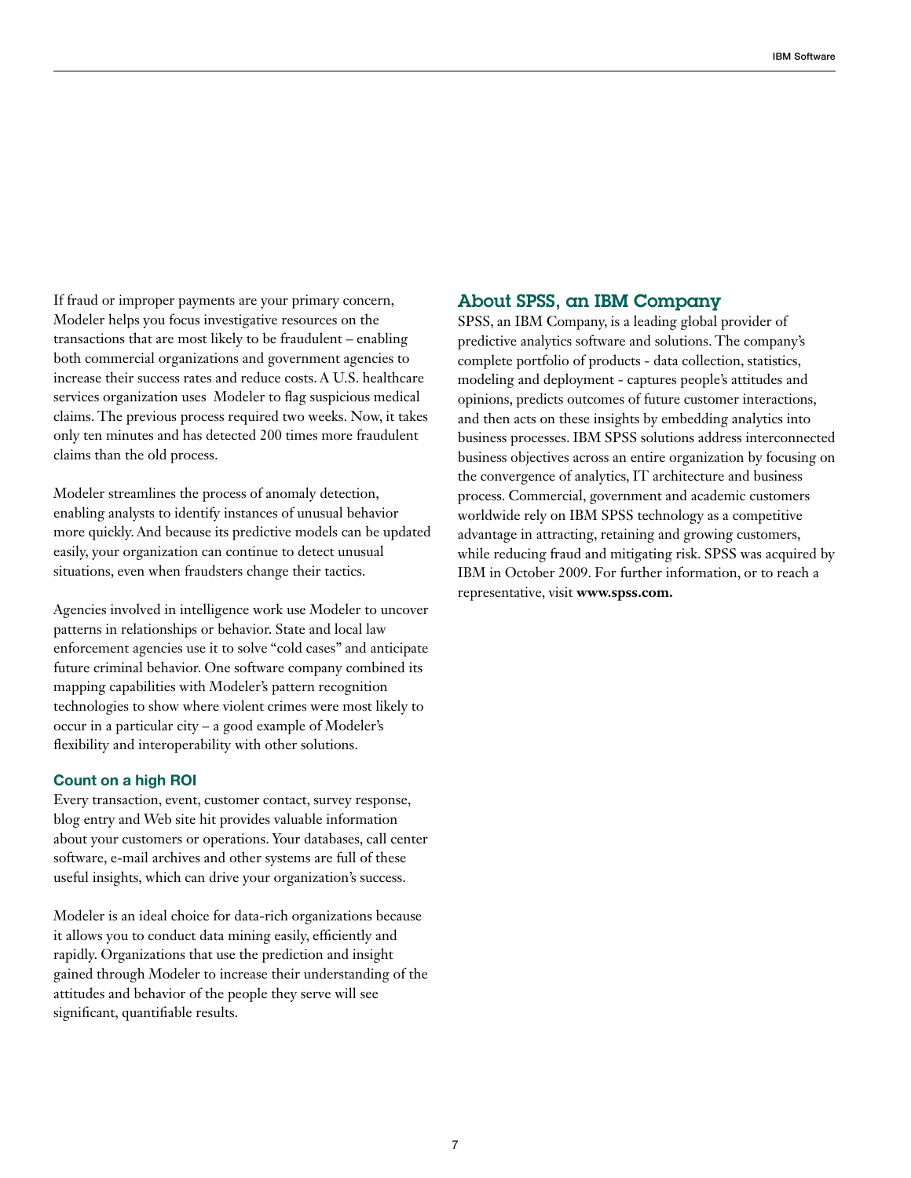If fraud or improper payments are your primary concern, Modeler helps you focus investigative resources on the transactions that are most likely to be fraudulent – enabling both commercial organizations and government agencies to increase their success rates and reduce costs. A U.S. healthcare services organization uses Modeler to flag suspicious medical claims. The previous process required two weeks. Now, it takes only ten minutes and has detected 200 times more fraudulent claims than the old process.

Modeler streamlines the process of anomaly detection, enabling analysts to identify instances of unusual behavior more quickly. And because its predictive models can be updated easily, your organization can continue to detect unusual situations, even when fraudsters change their tactics.

Agencies involved in intelligence work use Modeler to uncover patterns in relationships or behavior. State and local law enforcement agencies use it to solve "cold cases" and anticipate future criminal behavior. One software company combined its mapping capabilities with Modeler's pattern recognition technologies to show where violent crimes were most likely to occur in a particular city – a good example of Modeler's flexibility and interoperability with other solutions.

### Count on a high ROI

Every transaction, event, customer contact, survey response, blog entry and Web site hit provides valuable information about your customers or operations. Your databases, call center software, e-mail archives and other systems are full of these useful insights, which can drive your organization's success.

Modeler is an ideal choice for data-rich organizations because it allows you to conduct data mining easily, efficiently and rapidly. Organizations that use the prediction and insight gained through Modeler to increase their understanding of the attitudes and behavior of the people they serve will see significant, quantifiable results.

## About SPSS, an IBM Company

SPSS, an IBM Company, is a leading global provider of predictive analytics software and solutions. The company's complete portfolio of products - data collection, statistics, modeling and deployment - captures people's attitudes and opinions, predicts outcomes of future customer interactions, and then acts on these insights by embedding analytics into business processes. IBM SPSS solutions address interconnected business objectives across an entire organization by focusing on the convergence of analytics, IT architecture and business process. Commercial, government and academic customers worldwide rely on IBM SPSS technology as a competitive advantage in attracting, retaining and growing customers, while reducing fraud and mitigating risk. SPSS was acquired by IBM in October 2009. For further information, or to reach a representative, visit **www.spss.com.**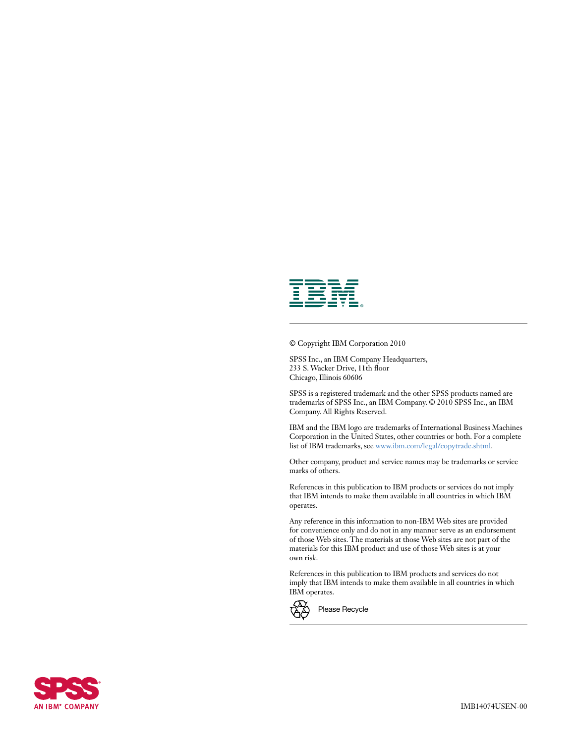© Copyright IBM Corporation 2010

SPSS Inc., an IBM Company Headquarters,
233 S. Wacker Drive, 11th floor
Chicago, Illinois 60606

SPSS is a registered trademark and the other SPSS products named are trademarks of SPSS Inc., an IBM Company. © 2010 SPSS Inc., an IBM Company. All Rights Reserved.

IBM and the IBM logo are trademarks of International Business Machines Corporation in the United States, other countries or both. For a complete list of IBM trademarks, see www.ibm.com/legal/copytrade.shtml.

Other company, product and service names may be trademarks or service marks of others.

References in this publication to IBM products or services do not imply that IBM intends to make them available in all countries in which IBM operates.

Any reference in this information to non-IBM Web sites are provided for convenience only and do not in any manner serve as an endorsement of those Web sites. The materials at those Web sites are not part of the materials for this IBM product and use of those Web sites is at your own risk.

References in this publication to IBM products and services do not imply that IBM intends to make them available in all countries in which IBM operates.

Please Recycle

SPSS
AN IBM® COMPANY

IMB14074USEN-00